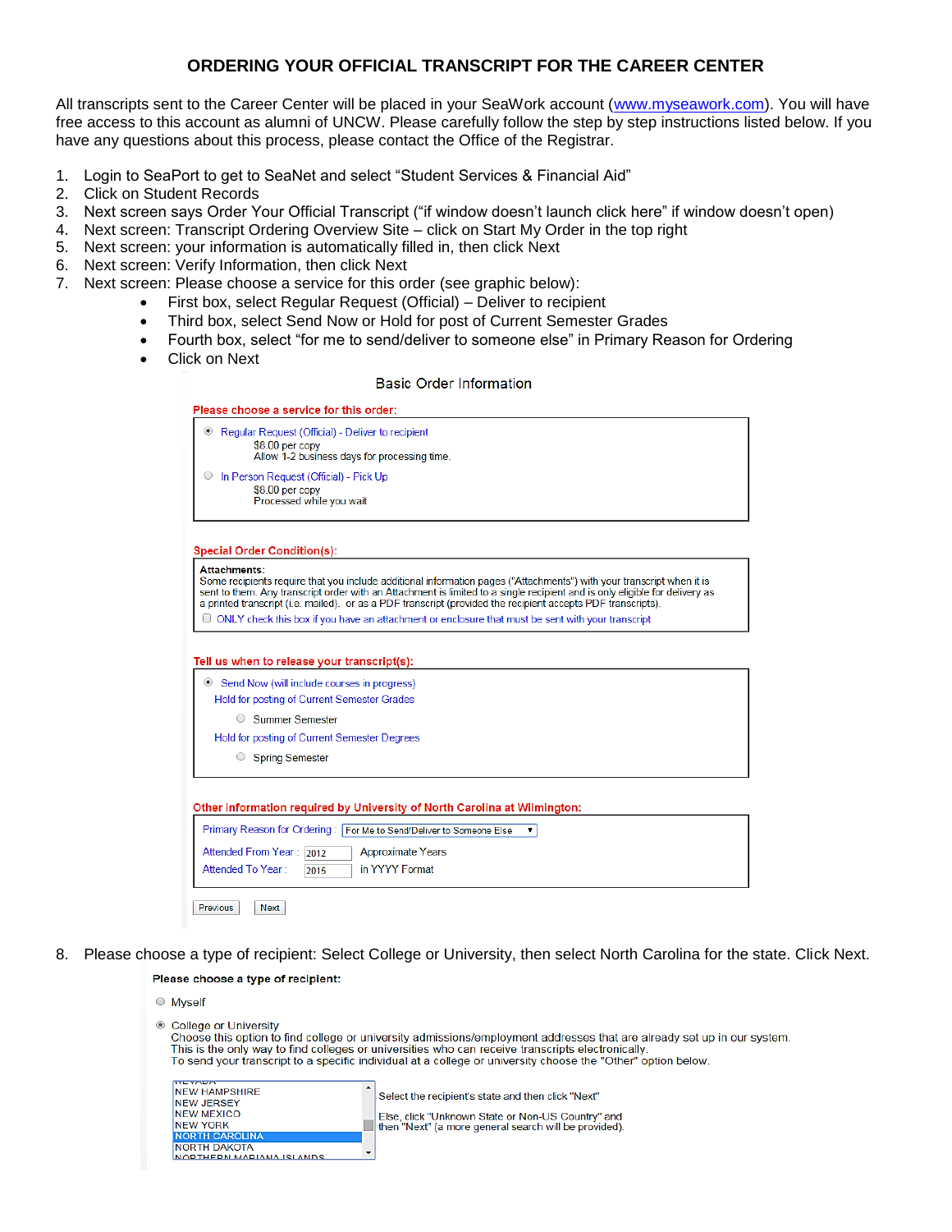# ORDERING YOUR OFFICIAL TRANSCRIPT FOR THE CAREER CENTER

All transcripts sent to the Career Center will be placed in your SeaWork account (www.myseawork.com). You will have free access to this account as alumni of UNCW. Please carefully follow the step by step instructions listed below. If you have any questions about this process, please contact the Office of the Registrar.

1. Login to SeaPort to get to SeaNet and select "Student Services & Financial Aid"
2. Click on Student Records
3. Next screen says Order Your Official Transcript ("if window doesn't launch click here" if window doesn't open)
4. Next screen: Transcript Ordering Overview Site – click on Start My Order in the top right
5. Next screen: your information is automatically filled in, then click Next
6. Next screen: Verify Information, then click Next
7. Next screen: Please choose a service for this order (see graphic below):
   - First box, select Regular Request (Official) – Deliver to recipient
   - Third box, select Send Now or Hold for post of Current Semester Grades
   - Fourth box, select "for me to send/deliver to someone else" in Primary Reason for Ordering
   - Click on Next

Basic Order Information

**Please choose a service for this order:**

- (•) Regular Request (Official) - Deliver to recipient
  $8.00 per copy
  Allow 1-2 business days for processing time.
- ( ) In Person Request (Official) - Pick Up
  $8.00 per copy
  Processed while you wait

**Special Order Condition(s):**

**Attachments:**
Some recipients require that you include additional information pages ("Attachments") with your transcript when it is sent to them. Any transcript order with an Attachment is limited to a single recipient and is only eligible for delivery as a printed transcript (i.e. mailed). or as a PDF transcript (provided the recipient accepts PDF transcripts).

[ ] ONLY check this box if you have an attachment or enclosure that must be sent with your transcript

**Tell us when to release your transcript(s):**

- (•) Send Now (will include courses in progress)
- Hold for posting of Current Semester Grades
  - ( ) Summer Semester
- Hold for posting of Current Semester Degrees
  - ( ) Spring Semester

**Other information required by University of North Carolina at Wilmington:**

Primary Reason for Ordering : For Me to Send/Deliver to Someone Else
Attended From Year : 2012 Approximate Years
Attended To Year : 2015 in YYYY Format

Previous | Next

8. Please choose a type of recipient: Select College or University, then select North Carolina for the state. Click Next.

**Please choose a type of recipient:**

- ( ) Myself
- (•) College or University
  Choose this option to find college or university admissions/employment addresses that are already set up in our system.
  This is the only way to find colleges or universities who can receive transcripts electronically.
  To send your transcript to a specific individual at a college or university choose the "Other" option below.

NEVADA
NEW HAMPSHIRE
NEW JERSEY
NEW MEXICO
NEW YORK
NORTH CAROLINA
NORTH DAKOTA
NORTHERN MARIANA ISLANDS

Select the recipient's state and then click "Next"

Else, click "Unknown State or Non-US Country" and then "Next" (a more general search will be provided).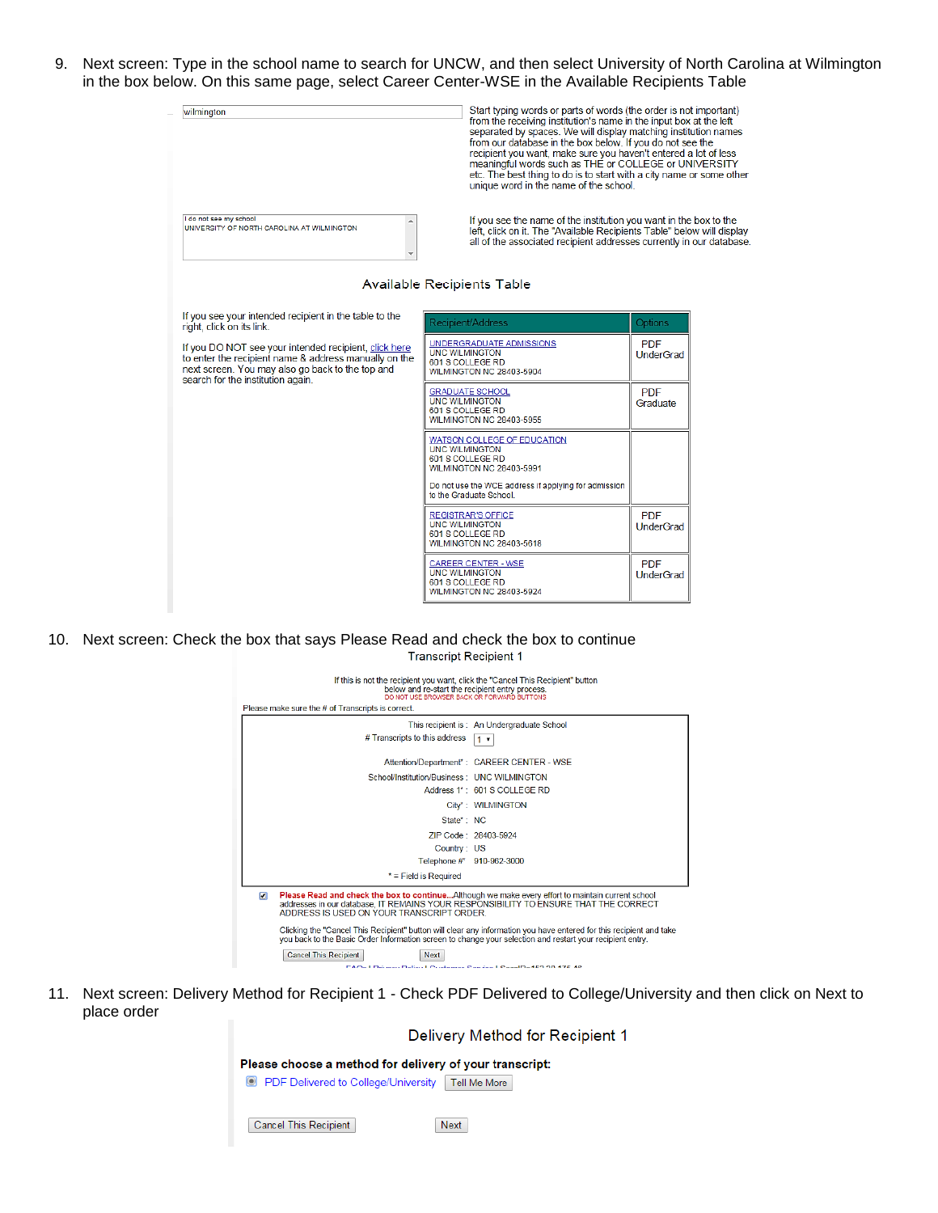9. Next screen: Type in the school name to search for UNCW, and then select University of North Carolina at Wilmington in the box below. On this same page, select Career Center-WSE in the Available Recipients Table

wilmington

Start typing words or parts of words (the order is not important) from the receiving institution's name in the input box at the left separated by spaces. We will display matching institution names from our database in the box below. If you do not see the recipient you want, make sure you haven't entered a lot of less meaningful words such as THE or COLLEGE or UNIVERSITY etc. The best thing to do is to start with a city name or some other unique word in the name of the school.

I do not see my school
UNIVERSITY OF NORTH CAROLINA AT WILMINGTON

If you see the name of the institution you want in the box to the left, click on it. The "Available Recipients Table" below will display all of the associated recipient addresses currently in our database.

**Available Recipients Table**

If you see your intended recipient in the table to the right, click on its link.

If you DO NOT see your intended recipient, click here to enter the recipient name & address manually on the next screen. You may also go back to the top and search for the institution again.

| Recipient/Address | Options |
|---|---|
| UNDERGRADUATE ADMISSIONS<br>UNC WILMINGTON<br>601 S COLLEGE RD<br>WILMINGTON NC 28403-5904 | PDF UnderGrad |
| GRADUATE SCHOOL<br>UNC WILMINGTON<br>601 S COLLEGE RD<br>WILMINGTON NC 28403-5955 | PDF Graduate |
| WATSON COLLEGE OF EDUCATION<br>UNC WILMINGTON<br>601 S COLLEGE RD<br>WILMINGTON NC 28403-5991<br>Do not use the WCE address if applying for admission to the Graduate School. | |
| REGISTRAR'S OFFICE<br>UNC WILMINGTON<br>601 S COLLEGE RD<br>WILMINGTON NC 28403-5618 | PDF UnderGrad |
| CAREER CENTER - WSE<br>UNC WILMINGTON<br>601 S COLLEGE RD<br>WILMINGTON NC 28403-5924 | PDF UnderGrad |

10. Next screen: Check the box that says Please Read and check the box to continue

**Transcript Recipient 1**

If this is not the recipient you want, click the "Cancel This Recipient" button below and re-start the recipient entry process.
DO NOT USE BROWSER BACK OR FORWARD BUTTONS

Please make sure the # of Transcripts is correct.

| | |
|---|---|
| This recipient is : | An Undergraduate School |
| # Transcripts to this address | 1 |
| Attention/Department* : | CAREER CENTER - WSE |
| School/Institution/Business : | UNC WILMINGTON |
| Address 1* : | 601 S COLLEGE RD |
| City* : | WILMINGTON |
| State* : | NC |
| ZIP Code : | 28403-5924 |
| Country : | US |
| Telephone #* | 910-962-3000 |

\* = Field is Required

☑ **Please Read and check the box to continue...** Although we make every effort to maintain current school addresses in our database, IT REMAINS YOUR RESPONSIBILITY TO ENSURE THAT THE CORRECT ADDRESS IS USED ON YOUR TRANSCRIPT ORDER.

Clicking the "Cancel This Recipient" button will clear any information you have entered for this recipient and take you back to the Basic Order Information screen to change your selection and restart your recipient entry.

Cancel This Recipient | Next

11. Next screen: Delivery Method for Recipient 1 - Check PDF Delivered to College/University and then click on Next to place order

**Delivery Method for Recipient 1**

**Please choose a method for delivery of your transcript:**

◉ PDF Delivered to College/University | Tell Me More

Cancel This Recipient | Next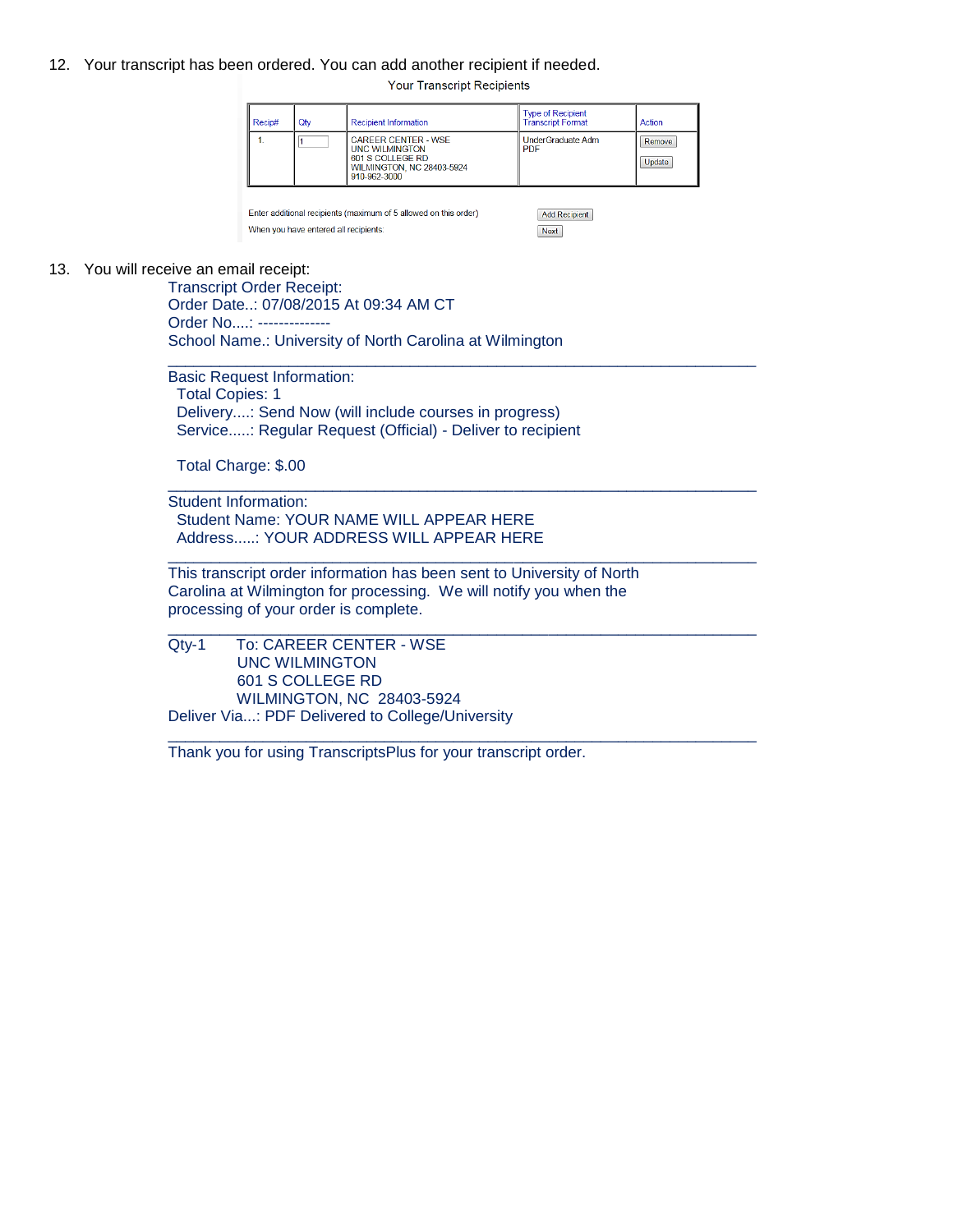12. Your transcript has been ordered. You can add another recipient if needed.

Your Transcript Recipients

| Recip# | Qty | Recipient Information | Type of Recipient Transcript Format | Action |
|---|---|---|---|---|
| 1. | 1 | CAREER CENTER - WSE<br>UNC WILMINGTON<br>601 S COLLEGE RD<br>WILMINGTON, NC 28403-5924<br>910-962-3000 | UnderGraduate Adm<br>PDF | Remove<br>Update |

Enter additional recipients (maximum of 5 allowed on this order) [Add Recipient]

When you have entered all recipients: [Next]

13. You will receive an email receipt:

Transcript Order Receipt:
Order Date..: 07/08/2015 At 09:34 AM CT
Order No....: --------------
School Name.: University of North Carolina at Wilmington

---

Basic Request Information:
Total Copies: 1
Delivery....: Send Now (will include courses in progress)
Service.....: Regular Request (Official) - Deliver to recipient

Total Charge: $.00

---

Student Information:
Student Name: YOUR NAME WILL APPEAR HERE
Address.....: YOUR ADDRESS WILL APPEAR HERE

---

This transcript order information has been sent to University of North Carolina at Wilmington for processing. We will notify you when the processing of your order is complete.

---

Qty-1 To: CAREER CENTER - WSE
UNC WILMINGTON
601 S COLLEGE RD
WILMINGTON, NC 28403-5924
Deliver Via...: PDF Delivered to College/University

---

Thank you for using TranscriptsPlus for your transcript order.